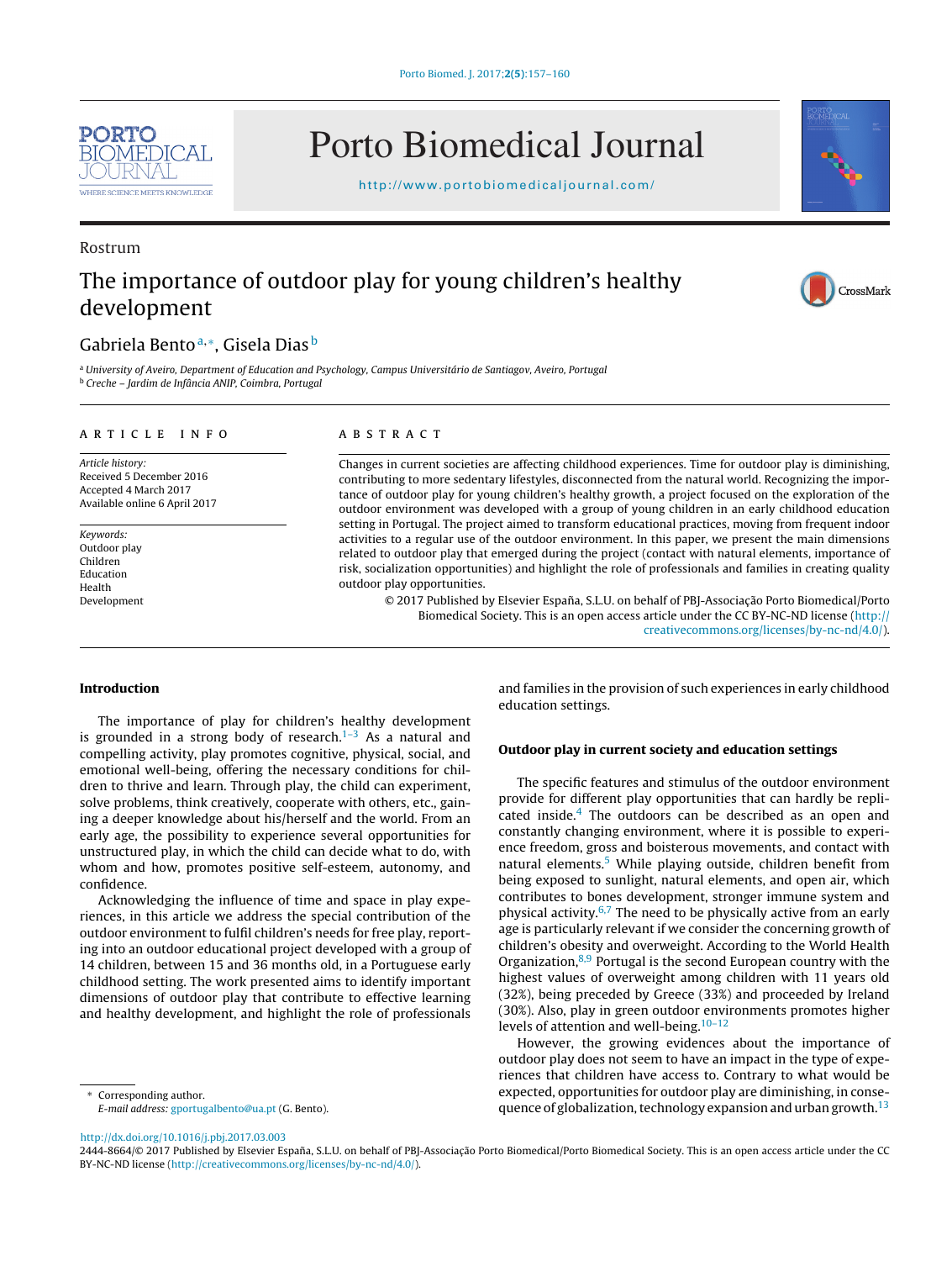Rostrum

# The importance of outdoor play for young children's healthy development

Gabriela Bento[a,*], Gisela Dias[b]

[a] University of Aveiro, Department of Education and Psychology, Campus Universitário de Santiagov, Aveiro, Portugal
[b] Creche – Jardim de Infância ANIP, Coimbra, Portugal

**ARTICLE INFO**

*Article history:*
Received 5 December 2016
Accepted 4 March 2017
Available online 6 April 2017

*Keywords:*
Outdoor play
Children
Education
Health
Development

**ABSTRACT**

Changes in current societies are affecting childhood experiences. Time for outdoor play is diminishing, contributing to more sedentary lifestyles, disconnected from the natural world. Recognizing the importance of outdoor play for young children's healthy growth, a project focused on the exploration of the outdoor environment was developed with a group of young children in an early childhood education setting in Portugal. The project aimed to transform educational practices, moving from frequent indoor activities to a regular use of the outdoor environment. In this paper, we present the main dimensions related to outdoor play that emerged during the project (contact with natural elements, importance of risk, socialization opportunities) and highlight the role of professionals and families in creating quality outdoor play opportunities.

© 2017 Published by Elsevier España, S.L.U. on behalf of PBJ-Associação Porto Biomedical/Porto Biomedical Society. This is an open access article under the CC BY-NC-ND license (http://creativecommons.org/licenses/by-nc-nd/4.0/).

## Introduction

The importance of play for children's healthy development is grounded in a strong body of research.[1–3] As a natural and compelling activity, play promotes cognitive, physical, social, and emotional well-being, offering the necessary conditions for children to thrive and learn. Through play, the child can experiment, solve problems, think creatively, cooperate with others, etc., gaining a deeper knowledge about his/herself and the world. From an early age, the possibility to experience several opportunities for unstructured play, in which the child can decide what to do, with whom and how, promotes positive self-esteem, autonomy, and confidence.

Acknowledging the influence of time and space in play experiences, in this article we address the special contribution of the outdoor environment to fulfil children's needs for free play, reporting into an outdoor educational project developed with a group of 14 children, between 15 and 36 months old, in a Portuguese early childhood setting. The work presented aims to identify important dimensions of outdoor play that contribute to effective learning and healthy development, and highlight the role of professionals and families in the provision of such experiences in early childhood education settings.

## Outdoor play in current society and education settings

The specific features and stimulus of the outdoor environment provide for different play opportunities that can hardly be replicated inside.[4] The outdoors can be described as an open and constantly changing environment, where it is possible to experience freedom, gross and boisterous movements, and contact with natural elements.[5] While playing outside, children benefit from being exposed to sunlight, natural elements, and open air, which contributes to bones development, stronger immune system and physical activity.[6,7] The need to be physically active from an early age is particularly relevant if we consider the concerning growth of children's obesity and overweight. According to the World Health Organization,[8,9] Portugal is the second European country with the highest values of overweight among children with 11 years old (32%), being preceded by Greece (33%) and proceeded by Ireland (30%). Also, play in green outdoor environments promotes higher levels of attention and well-being.[10–12]

However, the growing evidences about the importance of outdoor play does not seem to have an impact in the type of experiences that children have access to. Contrary to what would be expected, opportunities for outdoor play are diminishing, in consequence of globalization, technology expansion and urban growth.[13]

* Corresponding author.
*E-mail address:* gportugalbento@ua.pt (G. Bento).

http://dx.doi.org/10.1016/j.pbj.2017.03.003
2444-8664/© 2017 Published by Elsevier España, S.L.U. on behalf of PBJ-Associação Porto Biomedical/Porto Biomedical Society. This is an open access article under the CC BY-NC-ND license (http://creativecommons.org/licenses/by-nc-nd/4.0/).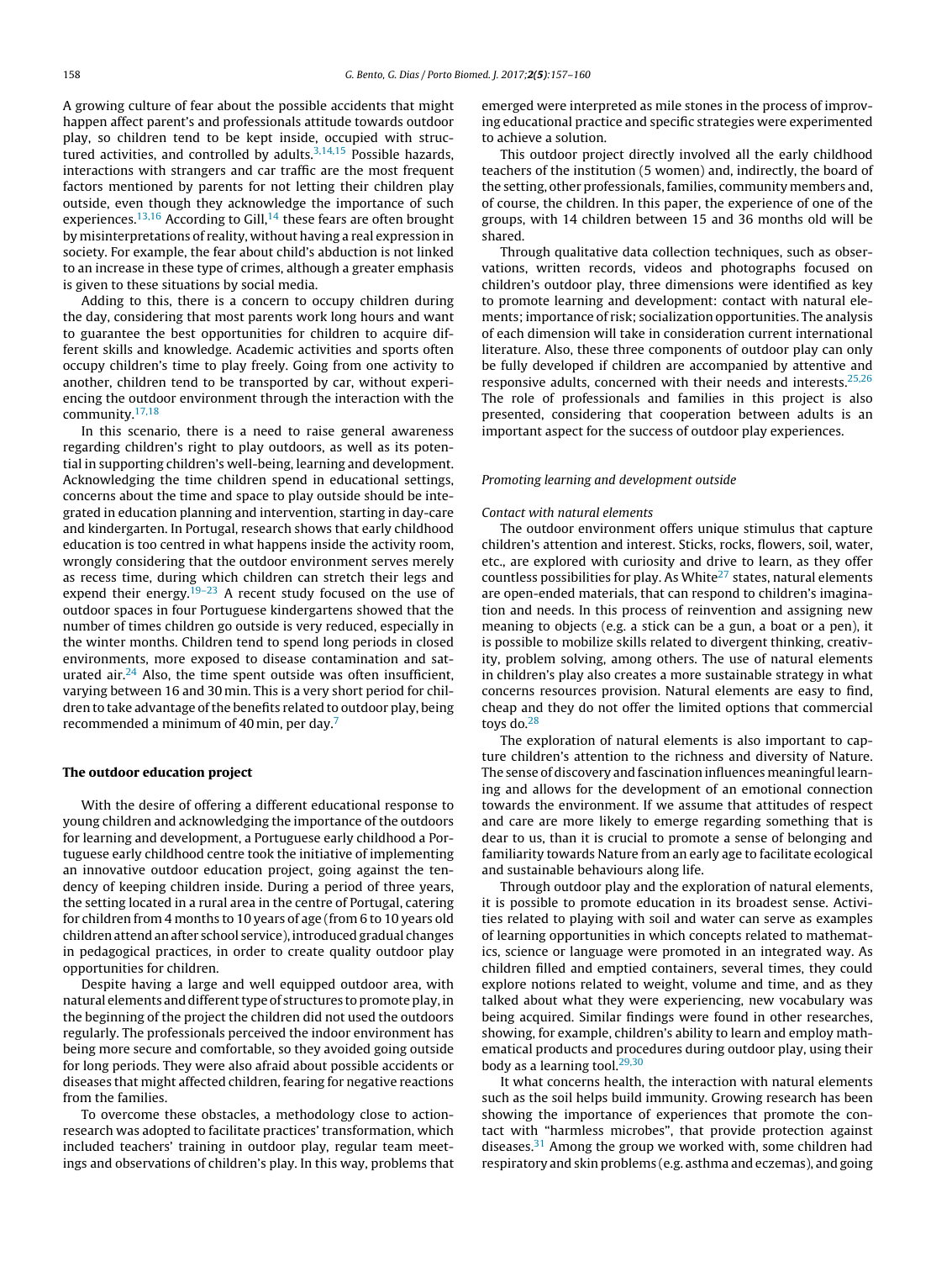A growing culture of fear about the possible accidents that might happen affect parent's and professionals attitude towards outdoor play, so children tend to be kept inside, occupied with structured activities, and controlled by adults.[3,14,15] Possible hazards, interactions with strangers and car traffic are the most frequent factors mentioned by parents for not letting their children play outside, even though they acknowledge the importance of such experiences.[13,16] According to Gill,[14] these fears are often brought by misinterpretations of reality, without having a real expression in society. For example, the fear about child's abduction is not linked to an increase in these type of crimes, although a greater emphasis is given to these situations by social media.

Adding to this, there is a concern to occupy children during the day, considering that most parents work long hours and want to guarantee the best opportunities for children to acquire different skills and knowledge. Academic activities and sports often occupy children's time to play freely. Going from one activity to another, children tend to be transported by car, without experiencing the outdoor environment through the interaction with the community.[17,18]

In this scenario, there is a need to raise general awareness regarding children's right to play outdoors, as well as its potential in supporting children's well-being, learning and development. Acknowledging the time children spend in educational settings, concerns about the time and space to play outside should be integrated in education planning and intervention, starting in day-care and kindergarten. In Portugal, research shows that early childhood education is too centred in what happens inside the activity room, wrongly considering that the outdoor environment serves merely as recess time, during which children can stretch their legs and expend their energy.[19–23] A recent study focused on the use of outdoor spaces in four Portuguese kindergartens showed that the number of times children go outside is very reduced, especially in the winter months. Children tend to spend long periods in closed environments, more exposed to disease contamination and saturated air.[24] Also, the time spent outside was often insufficient, varying between 16 and 30 min. This is a very short period for children to take advantage of the benefits related to outdoor play, being recommended a minimum of 40 min, per day.[7]

## The outdoor education project

With the desire of offering a different educational response to young children and acknowledging the importance of the outdoors for learning and development, a Portuguese early childhood a Portuguese early childhood centre took the initiative of implementing an innovative outdoor education project, going against the tendency of keeping children inside. During a period of three years, the setting located in a rural area in the centre of Portugal, catering for children from 4 months to 10 years of age (from 6 to 10 years old children attend an after school service), introduced gradual changes in pedagogical practices, in order to create quality outdoor play opportunities for children.

Despite having a large and well equipped outdoor area, with natural elements and different type of structures to promote play, in the beginning of the project the children did not used the outdoors regularly. The professionals perceived the indoor environment has being more secure and comfortable, so they avoided going outside for long periods. They were also afraid about possible accidents or diseases that might affected children, fearing for negative reactions from the families.

To overcome these obstacles, a methodology close to action-research was adopted to facilitate practices' transformation, which included teachers' training in outdoor play, regular team meetings and observations of children's play. In this way, problems that emerged were interpreted as mile stones in the process of improving educational practice and specific strategies were experimented to achieve a solution.

This outdoor project directly involved all the early childhood teachers of the institution (5 women) and, indirectly, the board of the setting, other professionals, families, community members and, of course, the children. In this paper, the experience of one of the groups, with 14 children between 15 and 36 months old will be shared.

Through qualitative data collection techniques, such as observations, written records, videos and photographs focused on children's outdoor play, three dimensions were identified as key to promote learning and development: contact with natural elements; importance of risk; socialization opportunities. The analysis of each dimension will take in consideration current international literature. Also, these three components of outdoor play can only be fully developed if children are accompanied by attentive and responsive adults, concerned with their needs and interests.[25,26] The role of professionals and families in this project is also presented, considering that cooperation between adults is an important aspect for the success of outdoor play experiences.

### *Promoting learning and development outside*

#### *Contact with natural elements*

The outdoor environment offers unique stimulus that capture children's attention and interest. Sticks, rocks, flowers, soil, water, etc., are explored with curiosity and drive to learn, as they offer countless possibilities for play. As White[27] states, natural elements are open-ended materials, that can respond to children's imagination and needs. In this process of reinvention and assigning new meaning to objects (e.g. a stick can be a gun, a boat or a pen), it is possible to mobilize skills related to divergent thinking, creativity, problem solving, among others. The use of natural elements in children's play also creates a more sustainable strategy in what concerns resources provision. Natural elements are easy to find, cheap and they do not offer the limited options that commercial toys do.[28]

The exploration of natural elements is also important to capture children's attention to the richness and diversity of Nature. The sense of discovery and fascination influences meaningful learning and allows for the development of an emotional connection towards the environment. If we assume that attitudes of respect and care are more likely to emerge regarding something that is dear to us, than it is crucial to promote a sense of belonging and familiarity towards Nature from an early age to facilitate ecological and sustainable behaviours along life.

Through outdoor play and the exploration of natural elements, it is possible to promote education in its broadest sense. Activities related to playing with soil and water can serve as examples of learning opportunities in which concepts related to mathematics, science or language were promoted in an integrated way. As children filled and emptied containers, several times, they could explore notions related to weight, volume and time, and as they talked about what they were experiencing, new vocabulary was being acquired. Similar findings were found in other researches, showing, for example, children's ability to learn and employ mathematical products and procedures during outdoor play, using their body as a learning tool.[29,30]

It what concerns health, the interaction with natural elements such as the soil helps build immunity. Growing research has been showing the importance of experiences that promote the contact with "harmless microbes", that provide protection against diseases.[31] Among the group we worked with, some children had respiratory and skin problems (e.g. asthma and eczemas), and going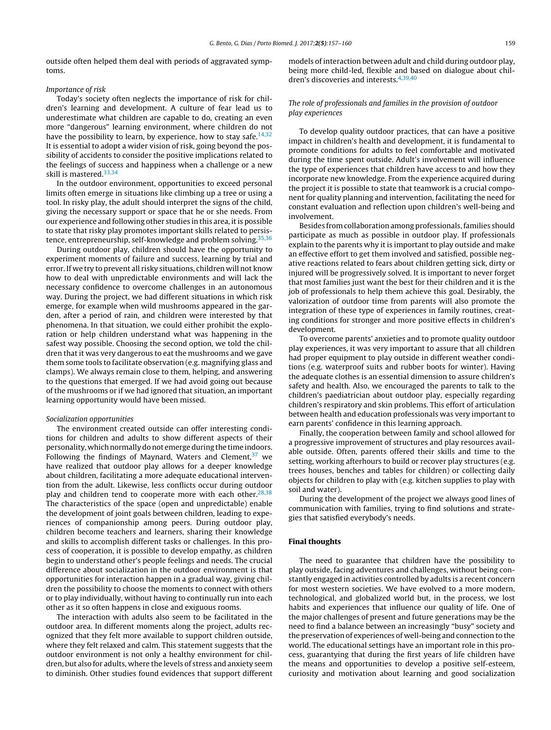outside often helped them deal with periods of aggravated symptoms.

*Importance of risk*

Today's society often neglects the importance of risk for children's learning and development. A culture of fear lead us to underestimate what children are capable to do, creating an even more "dangerous" learning environment, where children do not have the possibility to learn, by experience, how to stay safe.[14,32] It is essential to adopt a wider vision of risk, going beyond the possibility of accidents to consider the positive implications related to the feelings of success and happiness when a challenge or a new skill is mastered.[33,34]

In the outdoor environment, opportunities to exceed personal limits often emerge in situations like climbing up a tree or using a tool. In risky play, the adult should interpret the signs of the child, giving the necessary support or space that he or she needs. From our experience and following other studies in this area, it is possible to state that risky play promotes important skills related to persistence, entrepreneurship, self-knowledge and problem solving.[35,36]

During outdoor play, children should have the opportunity to experiment moments of failure and success, learning by trial and error. If we try to prevent all risky situations, children will not know how to deal with unpredictable environments and will lack the necessary confidence to overcome challenges in an autonomous way. During the project, we had different situations in which risk emerge, for example when wild mushrooms appeared in the garden, after a period of rain, and children were interested by that phenomena. In that situation, we could either prohibit the exploration or help children understand what was happening in the safest way possible. Choosing the second option, we told the children that it was very dangerous to eat the mushrooms and we gave them some tools to facilitate observation (e.g. magnifying glass and clamps). We always remain close to them, helping, and answering to the questions that emerged. If we had avoid going out because of the mushrooms or if we had ignored that situation, an important learning opportunity would have been missed.

*Socialization opportunities*

The environment created outside can offer interesting conditions for children and adults to show different aspects of their personality, which normally do not emerge during the time indoors. Following the findings of Maynard, Waters and Clement,[37] we have realized that outdoor play allows for a deeper knowledge about children, facilitating a more adequate educational intervention from the adult. Likewise, less conflicts occur during outdoor play and children tend to cooperate more with each other.[28,38] The characteristics of the space (open and unpredictable) enable the development of joint goals between children, leading to experiences of companionship among peers. During outdoor play, children become teachers and learners, sharing their knowledge and skills to accomplish different tasks or challenges. In this process of cooperation, it is possible to develop empathy, as children begin to understand other's people feelings and needs. The crucial difference about socialization in the outdoor environment is that opportunities for interaction happen in a gradual way, giving children the possibility to choose the moments to connect with others or to play individually, without having to continually run into each other as it so often happens in close and exiguous rooms.

The interaction with adults also seem to be facilitated in the outdoor area. In different moments along the project, adults recognized that they felt more available to support children outside, where they felt relaxed and calm. This statement suggests that the outdoor environment is not only a healthy environment for children, but also for adults, where the levels of stress and anxiety seem to diminish. Other studies found evidences that support different models of interaction between adult and child during outdoor play, being more child-led, flexible and based on dialogue about children's discoveries and interests.[4,39,40]

*The role of professionals and families in the provision of outdoor play experiences*

To develop quality outdoor practices, that can have a positive impact in children's health and development, it is fundamental to promote conditions for adults to feel comfortable and motivated during the time spent outside. Adult's involvement will influence the type of experiences that children have access to and how they incorporate new knowledge. From the experience acquired during the project it is possible to state that teamwork is a crucial component for quality planning and intervention, facilitating the need for constant evaluation and reflection upon children's well-being and involvement.

Besides from collaboration among professionals, families should participate as much as possible in outdoor play. If professionals explain to the parents why it is important to play outside and make an effective effort to get them involved and satisfied, possible negative reactions related to fears about children getting sick, dirty or injured will be progressively solved. It is important to never forget that most families just want the best for their children and it is the job of professionals to help them achieve this goal. Desirably, the valorization of outdoor time from parents will also promote the integration of these type of experiences in family routines, creating conditions for stronger and more positive effects in children's development.

To overcome parents' anxieties and to promote quality outdoor play experiences, it was very important to assure that all children had proper equipment to play outside in different weather conditions (e.g. waterproof suits and rubber boots for winter). Having the adequate clothes is an essential dimension to assure children's safety and health. Also, we encouraged the parents to talk to the children's paediatrician about outdoor play, especially regarding children's respiratory and skin problems. This effort of articulation between health and education professionals was very important to earn parents' confidence in this learning approach.

Finally, the cooperation between family and school allowed for a progressive improvement of structures and play resources available outside. Often, parents offered their skills and time to the setting, working afterhours to build or recover play structures (e.g. trees houses, benches and tables for children) or collecting daily objects for children to play with (e.g. kitchen supplies to play with soil and water).

During the development of the project we always good lines of communication with families, trying to find solutions and strategies that satisfied everybody's needs.

## Final thoughts

The need to guarantee that children have the possibility to play outside, facing adventures and challenges, without being constantly engaged in activities controlled by adults is a recent concern for most western societies. We have evolved to a more modern, technological, and globalized world but, in the process, we lost habits and experiences that influence our quality of life. One of the major challenges of present and future generations may be the need to find a balance between an increasingly "busy" society and the preservation of experiences of well-being and connection to the world. The educational settings have an important role in this process, guarantying that during the first years of life children have the means and opportunities to develop a positive self-esteem, curiosity and motivation about learning and good socialization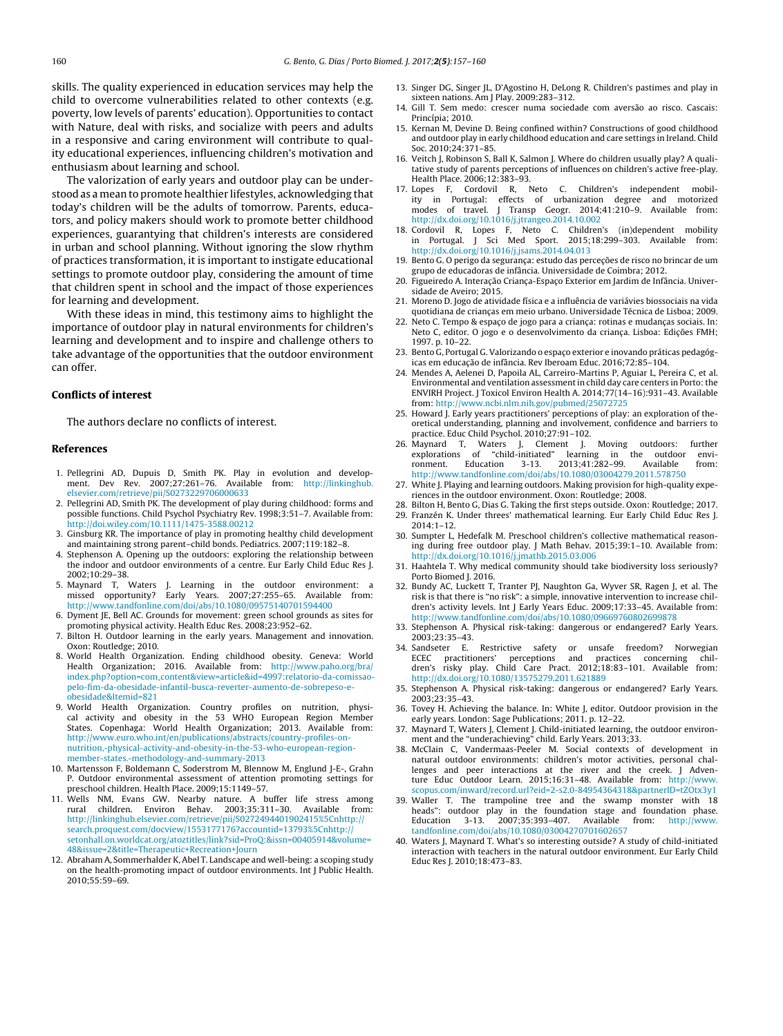skills. The quality experienced in education services may help the child to overcome vulnerabilities related to other contexts (e.g. poverty, low levels of parents' education). Opportunities to contact with Nature, deal with risks, and socialize with peers and adults in a responsive and caring environment will contribute to quality educational experiences, influencing children's motivation and enthusiasm about learning and school.

The valorization of early years and outdoor play can be understood as a mean to promote healthier lifestyles, acknowledging that today's children will be the adults of tomorrow. Parents, educators, and policy makers should work to promote better childhood experiences, guarantying that children's interests are considered in urban and school planning. Without ignoring the slow rhythm of practices transformation, it is important to instigate educational settings to promote outdoor play, considering the amount of time that children spent in school and the impact of those experiences for learning and development.

With these ideas in mind, this testimony aims to highlight the importance of outdoor play in natural environments for children's learning and development and to inspire and challenge others to take advantage of the opportunities that the outdoor environment can offer.

## Conflicts of interest

The authors declare no conflicts of interest.

## References

1. Pellegrini AD, Dupuis D, Smith PK. Play in evolution and development. Dev Rev. 2007;27:261–76. Available from: http://linkinghub.elsevier.com/retrieve/pii/S0273229706000633
2. Pellegrini AD, Smith PK. The development of play during childhood: forms and possible functions. Child Psychol Psychiatry Rev. 1998;3:51–7. Available from: http://doi.wiley.com/10.1111/1475-3588.00212
3. Ginsburg KR. The importance of play in promoting healthy child development and maintaining strong parent–child bonds. Pediatrics. 2007;119:182–8.
4. Stephenson A. Opening up the outdoors: exploring the relationship between the indoor and outdoor environments of a centre. Eur Early Child Educ Res J. 2002;10:29–38.
5. Maynard T, Waters J. Learning in the outdoor environment: a missed opportunity? Early Years. 2007;27:255–65. Available from: http://www.tandfonline.com/doi/abs/10.1080/09575140701594400
6. Dyment JE, Bell AC. Grounds for movement: green school grounds as sites for promoting physical activity. Health Educ Res. 2008;23:952–62.
7. Bilton H. Outdoor learning in the early years. Management and innovation. Oxon: Routledge; 2010.
8. World Health Organization. Ending childhood obesity. Geneva: World Health Organization; 2016. Available from: http://www.paho.org/bra/index.php?option=com_content&view=article&id=4997:relatorio-da-comissao-pelo-fim-da-obesidade-infantil-busca-reverter-aumento-de-sobrepeso-e-obesidade&Itemid=821
9. World Health Organization. Country profiles on nutrition, physical activity and obesity in the 53 WHO European Region Member States. Copenhaga: World Health Organization; 2013. Available from: http://www.euro.who.int/en/publications/abstracts/country-profiles-on-nutrition,-physical-activity-and-obesity-in-the-53-who-european-region-member-states.-methodology-and-summary-2013
10. Martensson F, Boldemann C, Soderstrom M, Blennow M, Englund J-E-, Grahn P. Outdoor environmental assessment of attention promoting settings for preschool children. Health Place. 2009;15:1149–57.
11. Wells NM, Evans GW. Nearby nature. A buffer life stress among rural children. Environ Behav. 2003;35:311–30. Available from: http://linkinghub.elsevier.com/retrieve/pii/S0272494401902415%5Cnhttp://search.proquest.com/docview/1553177176?accountid=13793%5Cnhttp://setonhall.on.worldcat.org/atoztitles/link?sid=ProQ:&issn=00405914&volume=48&issue=2&title=Therapeutic+Recreation+Journ
12. Abraham A, Sommerhalder K, Abel T. Landscape and well-being: a scoping study on the health-promoting impact of outdoor environments. Int J Public Health. 2010;55:59–69.
13. Singer DG, Singer JL, D'Agostino H, DeLong R. Children's pastimes and play in sixteen nations. Am J Play. 2009:283–312.
14. Gill T. Sem medo: crescer numa sociedade com aversão ao risco. Cascais: Princípia; 2010.
15. Kernan M, Devine D. Being confined within? Constructions of good childhood and outdoor play in early childhood education and care settings in Ireland. Child Soc. 2010;24:371–85.
16. Veitch J, Robinson S, Ball K, Salmon J. Where do children usually play? A qualitative study of parents perceptions of influences on children's active free-play. Health Place. 2006;12:383–93.
17. Lopes F, Cordovil R, Neto C. Children's independent mobility in Portugal: effects of urbanization degree and motorized modes of travel. J Transp Geogr. 2014;41:210–9. Available from: http://dx.doi.org/10.1016/j.jtrangeo.2014.10.002
18. Cordovil R, Lopes F, Neto C. Children's (in)dependent mobility in Portugal. J Sci Med Sport. 2015;18:299–303. Available from: http://dx.doi.org/10.1016/j.jsams.2014.04.013
19. Bento G. O perigo da segurança: estudo das perceções de risco no brincar de um grupo de educadoras de infância. Universidade de Coimbra; 2012.
20. Figueiredo A. Interação Criança-Espaço Exterior em Jardim de Infância. Universidade de Aveiro; 2015.
21. Moreno D. Jogo de atividade física e a influência de variávies biossociais na vida quotidiana de crianças em meio urbano. Universidade Técnica de Lisboa; 2009.
22. Neto C. Tempo & espaço de jogo para a criança: rotinas e mudanças sociais. In: Neto C, editor. O jogo e o desenvolvimento da criança. Lisboa: Edições FMH; 1997. p. 10–22.
23. Bento G, Portugal G. Valorizando o espaço exterior e inovando práticas pedagógicas em educação de infância. Rev Iberoam Educ. 2016;72:85–104.
24. Mendes A, Aelenei D, Papoila AL, Carreiro-Martins P, Aguiar L, Pereira C, et al. Environmental and ventilation assessment in child day care centers in Porto: the ENVIRH Project. J Toxicol Environ Health A. 2014;77(14–16):931–43. Available from: http://www.ncbi.nlm.nih.gov/pubmed/25072725
25. Howard J. Early years practitioners' perceptions of play: an exploration of theoretical understanding, planning and involvement, confidence and barriers to practice. Educ Child Psychol. 2010;27:91–102.
26. Maynard T, Waters J, Clement J. Moving outdoors: further explorations of "child-initiated" learning in the outdoor environment. Education 3-13. 2013;41:282–99. Available from: http://www.tandfonline.com/doi/abs/10.1080/03004279.2011.578750
27. White J. Playing and learning outdoors. Making provision for high-quality experiences in the outdoor environment. Oxon: Routledge; 2008.
28. Bilton H, Bento G, Dias G. Taking the first steps outside. Oxon: Routledge; 2017.
29. Franzén K. Under threes' mathematical learning. Eur Early Child Educ Res J. 2014:1–12.
30. Sumpter L, Hedefalk M. Preschool children's collective mathematical reasoning during free outdoor play. J Math Behav. 2015;39:1–10. Available from: http://dx.doi.org/10.1016/j.jmathb.2015.03.006
31. Haahtela T. Why medical community should take biodiversity loss seriously? Porto Biomed J. 2016.
32. Bundy AC, Luckett T, Tranter PJ, Naughton Ga, Wyver SR, Ragen J, et al. The risk is that there is "no risk": a simple, innovative intervention to increase children's activity levels. Int J Early Years Educ. 2009;17:33–45. Available from: http://www.tandfonline.com/doi/abs/10.1080/09669760802699878
33. Stephenson A. Physical risk-taking: dangerous or endangered? Early Years. 2003;23:35–43.
34. Sandseter E. Restrictive safety or unsafe freedom? Norwegian ECEC practitioners' perceptions and practices concerning children's risky play. Child Care Pract. 2012;18:83–101. Available from: http://dx.doi.org/10.1080/13575279.2011.621889
35. Stephenson A. Physical risk-taking: dangerous or endangered? Early Years. 2003;23:35–43.
36. Tovey H. Achieving the balance. In: White J, editor. Outdoor provision in the early years. London: Sage Publications; 2011. p. 12–22.
37. Maynard T, Waters J, Clement J. Child-initiated learning, the outdoor environment and the "underachieving" child. Early Years. 2013;33.
38. McClain C, Vandermaas-Peeler M. Social contexts of development in natural outdoor environments: children's motor activities, personal challenges and peer interactions at the river and the creek. J Adventure Educ Outdoor Learn. 2015;16:31–48. Available from: http://www.scopus.com/inward/record.url?eid=2-s2.0-84954364318&partnerID=tZOtx3y1
39. Waller T. The trampoline tree and the swamp monster with 18 heads": outdoor play in the foundation stage and foundation phase. Education 3-13. 2007;35:393–407. Available from: http://www.tandfonline.com/doi/abs/10.1080/03004270701602657
40. Waters J, Maynard T. What's so interesting outside? A study of child-initiated interaction with teachers in the natural outdoor environment. Eur Early Child Educ Res J. 2010;18:473–83.